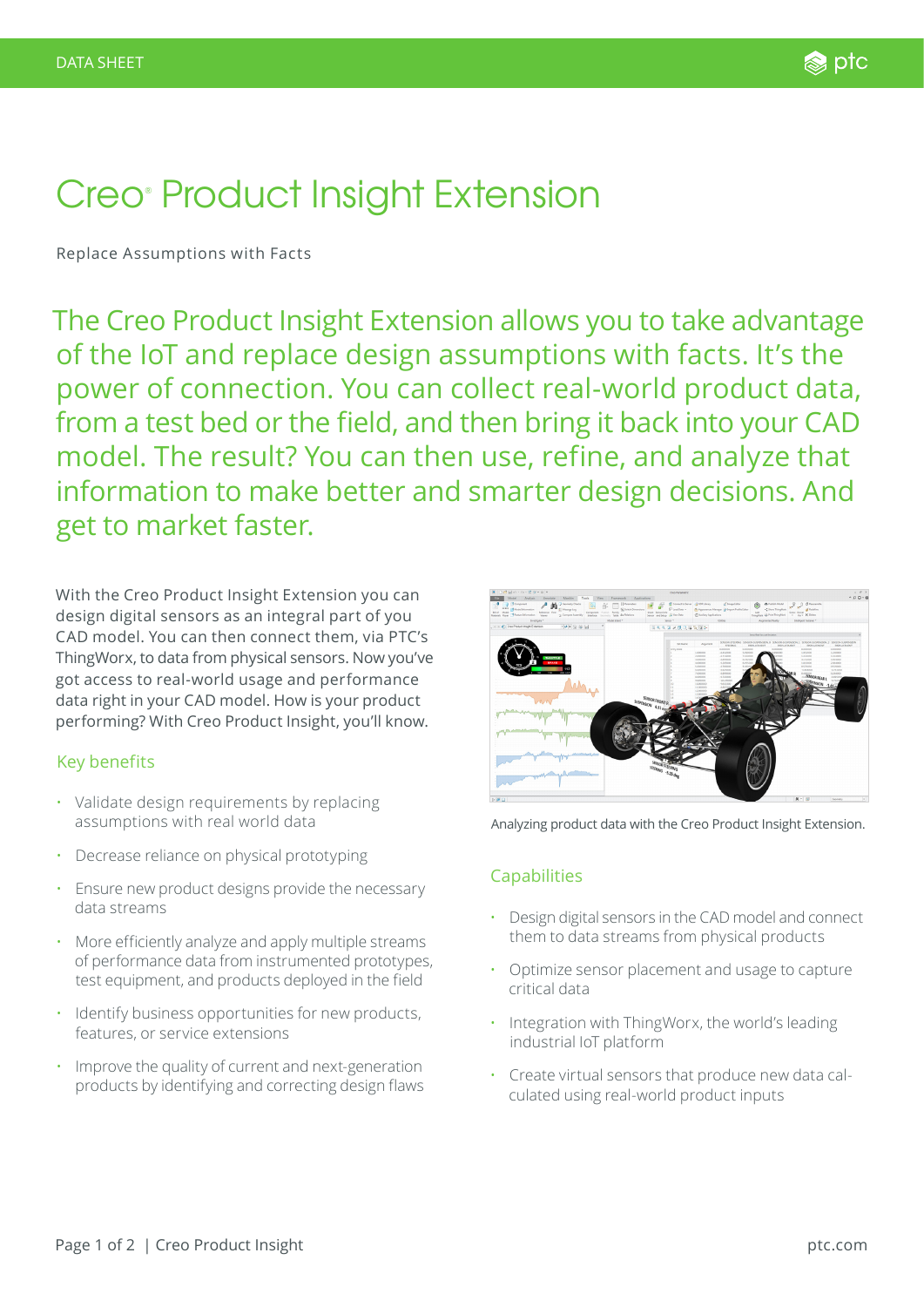DATA SHEET

# Creo® Product Insight Extension

Replace Assumptions with Facts

## The Creo Product Insight Extension allows you to take advantage of the IoT and replace design assumptions with facts. It's the power of connection. You can collect real-world product data, from a test bed or the field, and then bring it back into your CAD model. The result? You can then use, refine, and analyze that information to make better and smarter design decisions. And get to market faster.

With the Creo Product Insight Extension you can design digital sensors as an integral part of you CAD model. You can then connect them, via PTC's ThingWorx, to data from physical sensors. Now you've got access to real-world usage and performance data right in your CAD model. How is your product performing? With Creo Product Insight, you'll know.

### Key benefits

- Validate design requirements by replacing assumptions with real world data
- Decrease reliance on physical prototyping
- Ensure new product designs provide the necessary data streams
- More efficiently analyze and apply multiple streams of performance data from instrumented prototypes, test equipment, and products deployed in the field
- Identify business opportunities for new products, features, or service extensions
- Improve the quality of current and next-generation products by identifying and correcting design flaws

Analyzing product data with the Creo Product Insight Extension.

### Capabilities

- Design digital sensors in the CAD model and connect them to data streams from physical products
- Optimize sensor placement and usage to capture critical data
- Integration with ThingWorx, the world's leading industrial IoT platform
- Create virtual sensors that produce new data calculated using real-world product inputs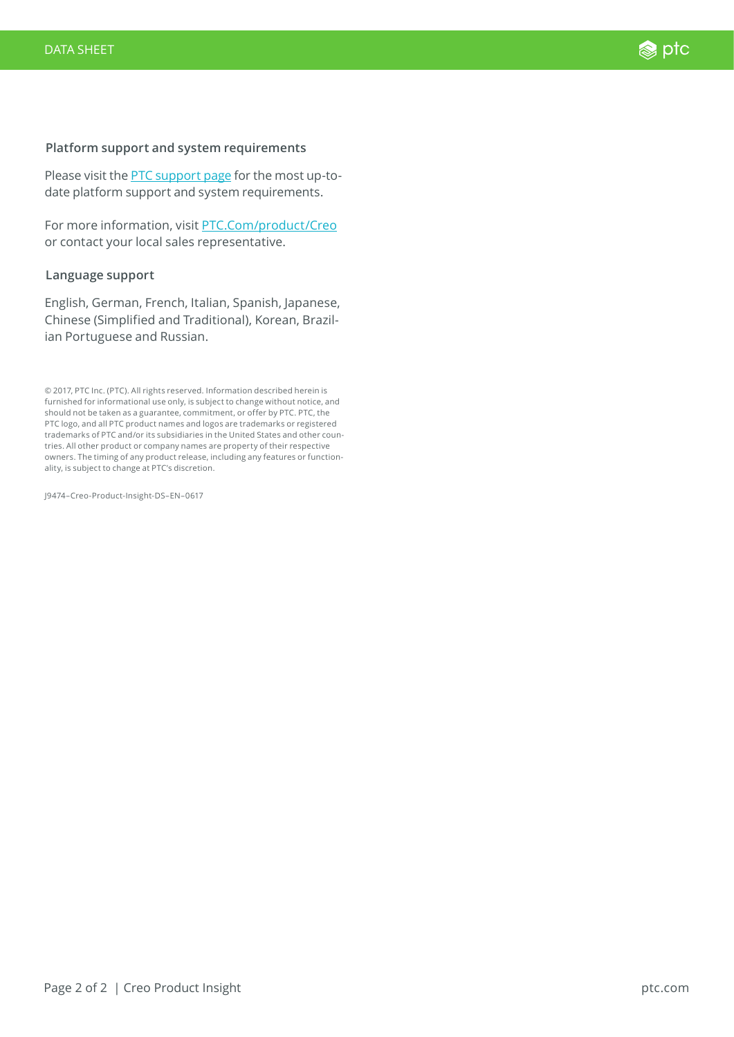## Platform support and system requirements

Please visit the PTC support page for the most up-to-date platform support and system requirements.

For more information, visit PTC.Com/product/Creo or contact your local sales representative.

## Language support

English, German, French, Italian, Spanish, Japanese, Chinese (Simplified and Traditional), Korean, Brazilian Portuguese and Russian.

© 2017, PTC Inc. (PTC). All rights reserved. Information described herein is furnished for informational use only, is subject to change without notice, and should not be taken as a guarantee, commitment, or offer by PTC. PTC, the PTC logo, and all PTC product names and logos are trademarks or registered trademarks of PTC and/or its subsidiaries in the United States and other countries. All other product or company names are property of their respective owners. The timing of any product release, including any features or functionality, is subject to change at PTC's discretion.

J9474–Creo-Product-Insight-DS–EN–0617